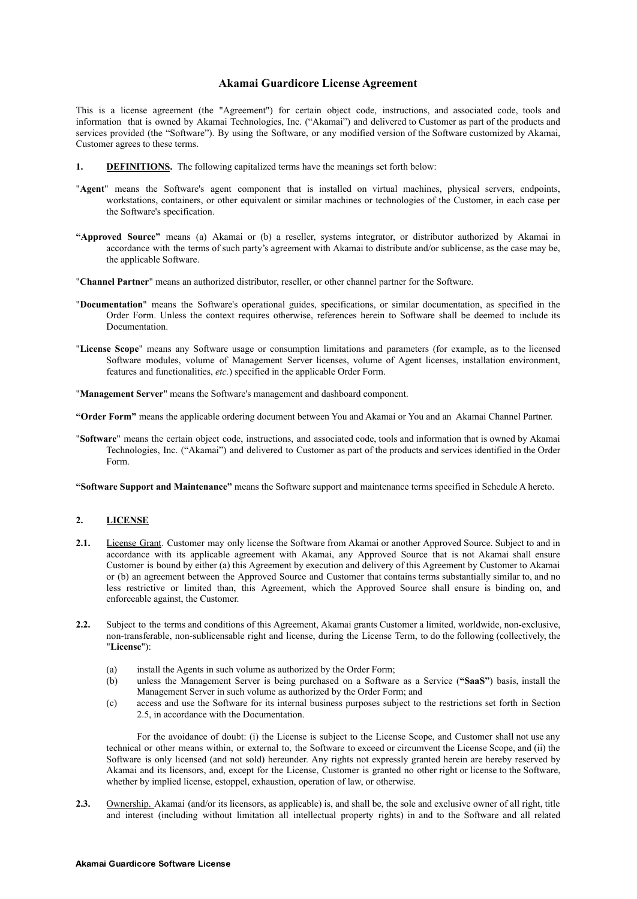# Akamai Guardicore License Agreement

This is a license agreement (the "Agreement") for certain object code, instructions, and associated code, tools and information that is owned by Akamai Technologies, Inc. ("Akamai") and delivered to Customer as part of the products and services provided (the "Software"). By using the Software, or any modified version of the Software customized by Akamai, Customer agrees to these terms.

**1.** **DEFINITIONS.** The following capitalized terms have the meanings set forth below:

"**Agent**" means the Software's agent component that is installed on virtual machines, physical servers, endpoints, workstations, containers, or other equivalent or similar machines or technologies of the Customer, in each case per the Software's specification.

**"Approved Source"** means (a) Akamai or (b) a reseller, systems integrator, or distributor authorized by Akamai in accordance with the terms of such party's agreement with Akamai to distribute and/or sublicense, as the case may be, the applicable Software.

"**Channel Partner**" means an authorized distributor, reseller, or other channel partner for the Software.

"**Documentation**" means the Software's operational guides, specifications, or similar documentation, as specified in the Order Form. Unless the context requires otherwise, references herein to Software shall be deemed to include its Documentation.

"**License Scope**" means any Software usage or consumption limitations and parameters (for example, as to the licensed Software modules, volume of Management Server licenses, volume of Agent licenses, installation environment, features and functionalities, *etc.*) specified in the applicable Order Form.

"**Management Server**" means the Software's management and dashboard component.

**"Order Form"** means the applicable ordering document between You and Akamai or You and an Akamai Channel Partner.

"**Software**" means the certain object code, instructions, and associated code, tools and information that is owned by Akamai Technologies, Inc. ("Akamai") and delivered to Customer as part of the products and services identified in the Order Form.

**"Software Support and Maintenance"** means the Software support and maintenance terms specified in Schedule A hereto.

**2.** **LICENSE**

**2.1.** License Grant. Customer may only license the Software from Akamai or another Approved Source. Subject to and in accordance with its applicable agreement with Akamai, any Approved Source that is not Akamai shall ensure Customer is bound by either (a) this Agreement by execution and delivery of this Agreement by Customer to Akamai or (b) an agreement between the Approved Source and Customer that contains terms substantially similar to, and no less restrictive or limited than, this Agreement, which the Approved Source shall ensure is binding on, and enforceable against, the Customer.

**2.2.** Subject to the terms and conditions of this Agreement, Akamai grants Customer a limited, worldwide, non-exclusive, non-transferable, non-sublicensable right and license, during the License Term, to do the following (collectively, the "**License**"):

(a) install the Agents in such volume as authorized by the Order Form;

(b) unless the Management Server is being purchased on a Software as a Service (**"SaaS"**) basis, install the Management Server in such volume as authorized by the Order Form; and

(c) access and use the Software for its internal business purposes subject to the restrictions set forth in Section 2.5, in accordance with the Documentation.

For the avoidance of doubt: (i) the License is subject to the License Scope, and Customer shall not use any technical or other means within, or external to, the Software to exceed or circumvent the License Scope, and (ii) the Software is only licensed (and not sold) hereunder. Any rights not expressly granted herein are hereby reserved by Akamai and its licensors, and, except for the License, Customer is granted no other right or license to the Software, whether by implied license, estoppel, exhaustion, operation of law, or otherwise.

**2.3.** Ownership. Akamai (and/or its licensors, as applicable) is, and shall be, the sole and exclusive owner of all right, title and interest (including without limitation all intellectual property rights) in and to the Software and all related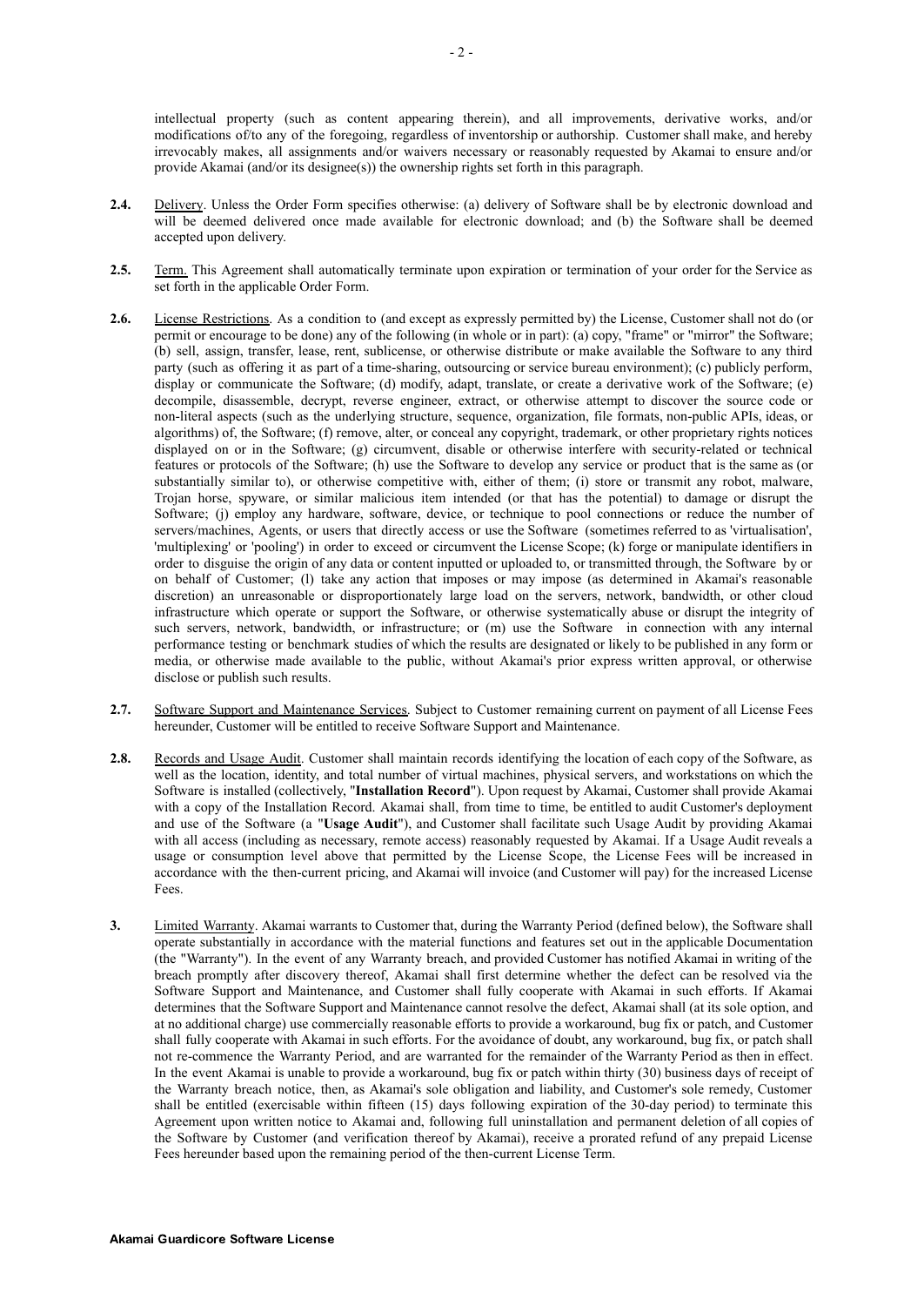intellectual property (such as content appearing therein), and all improvements, derivative works, and/or modifications of/to any of the foregoing, regardless of inventorship or authorship. Customer shall make, and hereby irrevocably makes, all assignments and/or waivers necessary or reasonably requested by Akamai to ensure and/or provide Akamai (and/or its designee(s)) the ownership rights set forth in this paragraph.

**2.4.** Delivery. Unless the Order Form specifies otherwise: (a) delivery of Software shall be by electronic download and will be deemed delivered once made available for electronic download; and (b) the Software shall be deemed accepted upon delivery.

**2.5.** Term. This Agreement shall automatically terminate upon expiration or termination of your order for the Service as set forth in the applicable Order Form.

**2.6.** License Restrictions. As a condition to (and except as expressly permitted by) the License, Customer shall not do (or permit or encourage to be done) any of the following (in whole or in part): (a) copy, "frame" or "mirror" the Software; (b) sell, assign, transfer, lease, rent, sublicense, or otherwise distribute or make available the Software to any third party (such as offering it as part of a time-sharing, outsourcing or service bureau environment); (c) publicly perform, display or communicate the Software; (d) modify, adapt, translate, or create a derivative work of the Software; (e) decompile, disassemble, decrypt, reverse engineer, extract, or otherwise attempt to discover the source code or non-literal aspects (such as the underlying structure, sequence, organization, file formats, non-public APIs, ideas, or algorithms) of, the Software; (f) remove, alter, or conceal any copyright, trademark, or other proprietary rights notices displayed on or in the Software; (g) circumvent, disable or otherwise interfere with security-related or technical features or protocols of the Software; (h) use the Software to develop any service or product that is the same as (or substantially similar to), or otherwise competitive with, either of them; (i) store or transmit any robot, malware, Trojan horse, spyware, or similar malicious item intended (or that has the potential) to damage or disrupt the Software; (j) employ any hardware, software, device, or technique to pool connections or reduce the number of servers/machines, Agents, or users that directly access or use the Software (sometimes referred to as 'virtualisation', 'multiplexing' or 'pooling') in order to exceed or circumvent the License Scope; (k) forge or manipulate identifiers in order to disguise the origin of any data or content inputted or uploaded to, or transmitted through, the Software by or on behalf of Customer; (l) take any action that imposes or may impose (as determined in Akamai's reasonable discretion) an unreasonable or disproportionately large load on the servers, network, bandwidth, or other cloud infrastructure which operate or support the Software, or otherwise systematically abuse or disrupt the integrity of such servers, network, bandwidth, or infrastructure; or (m) use the Software in connection with any internal performance testing or benchmark studies of which the results are designated or likely to be published in any form or media, or otherwise made available to the public, without Akamai's prior express written approval, or otherwise disclose or publish such results.

**2.7.** Software Support and Maintenance Services. Subject to Customer remaining current on payment of all License Fees hereunder, Customer will be entitled to receive Software Support and Maintenance.

**2.8.** Records and Usage Audit. Customer shall maintain records identifying the location of each copy of the Software, as well as the location, identity, and total number of virtual machines, physical servers, and workstations on which the Software is installed (collectively, "**Installation Record**"). Upon request by Akamai, Customer shall provide Akamai with a copy of the Installation Record. Akamai shall, from time to time, be entitled to audit Customer's deployment and use of the Software (a "**Usage Audit**"), and Customer shall facilitate such Usage Audit by providing Akamai with all access (including as necessary, remote access) reasonably requested by Akamai. If a Usage Audit reveals a usage or consumption level above that permitted by the License Scope, the License Fees will be increased in accordance with the then-current pricing, and Akamai will invoice (and Customer will pay) for the increased License Fees.

**3.** Limited Warranty. Akamai warrants to Customer that, during the Warranty Period (defined below), the Software shall operate substantially in accordance with the material functions and features set out in the applicable Documentation (the "Warranty"). In the event of any Warranty breach, and provided Customer has notified Akamai in writing of the breach promptly after discovery thereof, Akamai shall first determine whether the defect can be resolved via the Software Support and Maintenance, and Customer shall fully cooperate with Akamai in such efforts. If Akamai determines that the Software Support and Maintenance cannot resolve the defect, Akamai shall (at its sole option, and at no additional charge) use commercially reasonable efforts to provide a workaround, bug fix or patch, and Customer shall fully cooperate with Akamai in such efforts. For the avoidance of doubt, any workaround, bug fix, or patch shall not re-commence the Warranty Period, and are warranted for the remainder of the Warranty Period as then in effect. In the event Akamai is unable to provide a workaround, bug fix or patch within thirty (30) business days of receipt of the Warranty breach notice, then, as Akamai's sole obligation and liability, and Customer's sole remedy, Customer shall be entitled (exercisable within fifteen (15) days following expiration of the 30-day period) to terminate this Agreement upon written notice to Akamai and, following full uninstallation and permanent deletion of all copies of the Software by Customer (and verification thereof by Akamai), receive a prorated refund of any prepaid License Fees hereunder based upon the remaining period of the then-current License Term.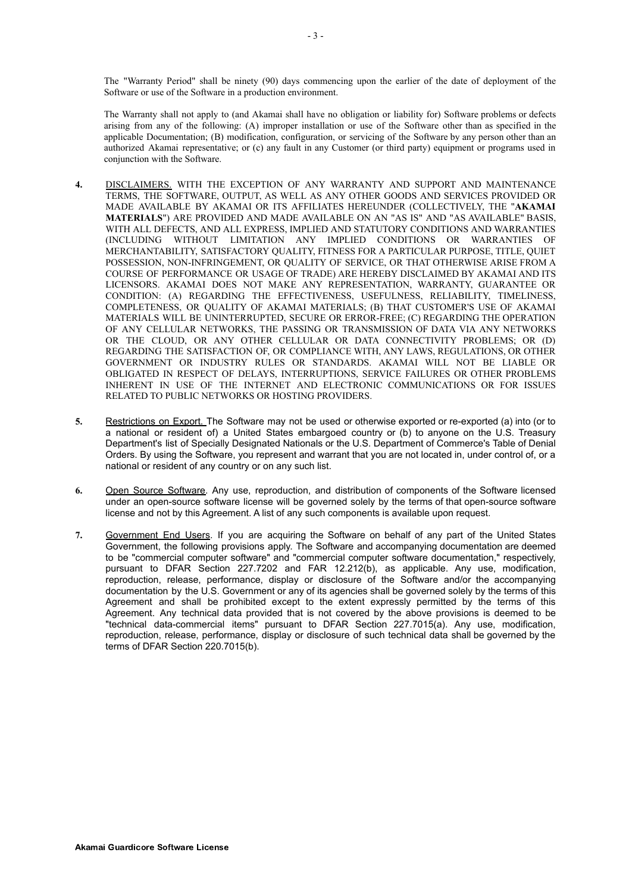The "Warranty Period" shall be ninety (90) days commencing upon the earlier of the date of deployment of the Software or use of the Software in a production environment.

The Warranty shall not apply to (and Akamai shall have no obligation or liability for) Software problems or defects arising from any of the following: (A) improper installation or use of the Software other than as specified in the applicable Documentation; (B) modification, configuration, or servicing of the Software by any person other than an authorized Akamai representative; or (c) any fault in any Customer (or third party) equipment or programs used in conjunction with the Software.

**4.** DISCLAIMERS. WITH THE EXCEPTION OF ANY WARRANTY AND SUPPORT AND MAINTENANCE TERMS, THE SOFTWARE, OUTPUT, AS WELL AS ANY OTHER GOODS AND SERVICES PROVIDED OR MADE AVAILABLE BY AKAMAI OR ITS AFFILIATES HEREUNDER (COLLECTIVELY, THE "**AKAMAI MATERIALS**") ARE PROVIDED AND MADE AVAILABLE ON AN "AS IS" AND "AS AVAILABLE" BASIS, WITH ALL DEFECTS, AND ALL EXPRESS, IMPLIED AND STATUTORY CONDITIONS AND WARRANTIES (INCLUDING WITHOUT LIMITATION ANY IMPLIED CONDITIONS OR WARRANTIES OF MERCHANTABILITY, SATISFACTORY QUALITY, FITNESS FOR A PARTICULAR PURPOSE, TITLE, QUIET POSSESSION, NON-INFRINGEMENT, OR QUALITY OF SERVICE, OR THAT OTHERWISE ARISE FROM A COURSE OF PERFORMANCE OR USAGE OF TRADE) ARE HEREBY DISCLAIMED BY AKAMAI AND ITS LICENSORS. AKAMAI DOES NOT MAKE ANY REPRESENTATION, WARRANTY, GUARANTEE OR CONDITION: (A) REGARDING THE EFFECTIVENESS, USEFULNESS, RELIABILITY, TIMELINESS, COMPLETENESS, OR QUALITY OF AKAMAI MATERIALS; (B) THAT CUSTOMER'S USE OF AKAMAI MATERIALS WILL BE UNINTERRUPTED, SECURE OR ERROR-FREE; (C) REGARDING THE OPERATION OF ANY CELLULAR NETWORKS, THE PASSING OR TRANSMISSION OF DATA VIA ANY NETWORKS OR THE CLOUD, OR ANY OTHER CELLULAR OR DATA CONNECTIVITY PROBLEMS; OR (D) REGARDING THE SATISFACTION OF, OR COMPLIANCE WITH, ANY LAWS, REGULATIONS, OR OTHER GOVERNMENT OR INDUSTRY RULES OR STANDARDS. AKAMAI WILL NOT BE LIABLE OR OBLIGATED IN RESPECT OF DELAYS, INTERRUPTIONS, SERVICE FAILURES OR OTHER PROBLEMS INHERENT IN USE OF THE INTERNET AND ELECTRONIC COMMUNICATIONS OR FOR ISSUES RELATED TO PUBLIC NETWORKS OR HOSTING PROVIDERS.

**5.** Restrictions on Export. The Software may not be used or otherwise exported or re-exported (a) into (or to a national or resident of) a United States embargoed country or (b) to anyone on the U.S. Treasury Department's list of Specially Designated Nationals or the U.S. Department of Commerce's Table of Denial Orders. By using the Software, you represent and warrant that you are not located in, under control of, or a national or resident of any country or on any such list.

**6.** Open Source Software. Any use, reproduction, and distribution of components of the Software licensed under an open-source software license will be governed solely by the terms of that open-source software license and not by this Agreement. A list of any such components is available upon request.

**7.** Government End Users. If you are acquiring the Software on behalf of any part of the United States Government, the following provisions apply. The Software and accompanying documentation are deemed to be "commercial computer software" and "commercial computer software documentation," respectively, pursuant to DFAR Section 227.7202 and FAR 12.212(b), as applicable. Any use, modification, reproduction, release, performance, display or disclosure of the Software and/or the accompanying documentation by the U.S. Government or any of its agencies shall be governed solely by the terms of this Agreement and shall be prohibited except to the extent expressly permitted by the terms of this Agreement. Any technical data provided that is not covered by the above provisions is deemed to be "technical data-commercial items" pursuant to DFAR Section 227.7015(a). Any use, modification, reproduction, release, performance, display or disclosure of such technical data shall be governed by the terms of DFAR Section 220.7015(b).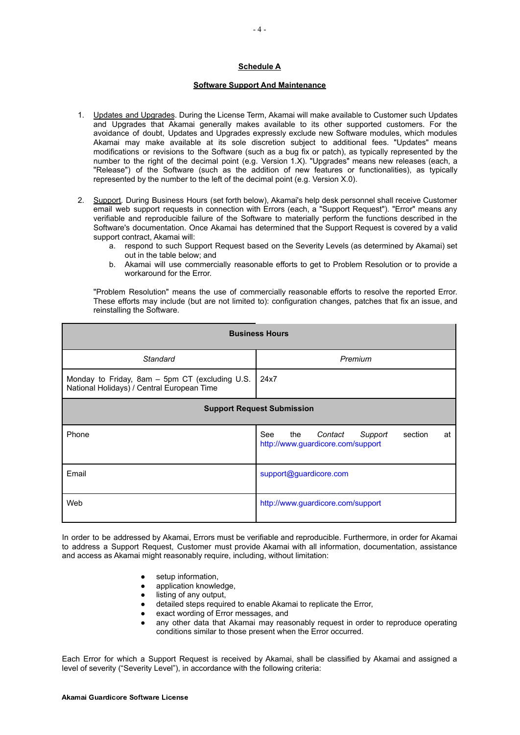## Schedule A

### Software Support And Maintenance

1. Updates and Upgrades. During the License Term, Akamai will make available to Customer such Updates and Upgrades that Akamai generally makes available to its other supported customers. For the avoidance of doubt, Updates and Upgrades expressly exclude new Software modules, which modules Akamai may make available at its sole discretion subject to additional fees. "Updates" means modifications or revisions to the Software (such as a bug fix or patch), as typically represented by the number to the right of the decimal point (e.g. Version 1.X). "Upgrades" means new releases (each, a "Release") of the Software (such as the addition of new features or functionalities), as typically represented by the number to the left of the decimal point (e.g. Version X.0).

2. Support. During Business Hours (set forth below), Akamai's help desk personnel shall receive Customer email web support requests in connection with Errors (each, a "Support Request"). "Error" means any verifiable and reproducible failure of the Software to materially perform the functions described in the Software's documentation. Once Akamai has determined that the Support Request is covered by a valid support contract, Akamai will:
   a. respond to such Support Request based on the Severity Levels (as determined by Akamai) set out in the table below; and
   b. Akamai will use commercially reasonable efforts to get to Problem Resolution or to provide a workaround for the Error.

   "Problem Resolution" means the use of commercially reasonable efforts to resolve the reported Error. These efforts may include (but are not limited to): configuration changes, patches that fix an issue, and reinstalling the Software.

| **Business Hours** | |
|---|---|
| *Standard* | *Premium* |
| Monday to Friday, 8am – 5pm CT (excluding U.S. National Holidays) / Central European Time | 24x7 |
| **Support Request Submission** | |
| Phone | See the *Contact Support* section at http://www.guardicore.com/support |
| Email | support@guardicore.com |
| Web | http://www.guardicore.com/support |

In order to be addressed by Akamai, Errors must be verifiable and reproducible. Furthermore, in order for Akamai to address a Support Request, Customer must provide Akamai with all information, documentation, assistance and access as Akamai might reasonably require, including, without limitation:

- setup information,
- application knowledge,
- listing of any output,
- detailed steps required to enable Akamai to replicate the Error,
- exact wording of Error messages, and
- any other data that Akamai may reasonably request in order to reproduce operating conditions similar to those present when the Error occurred.

Each Error for which a Support Request is received by Akamai, shall be classified by Akamai and assigned a level of severity ("Severity Level"), in accordance with the following criteria: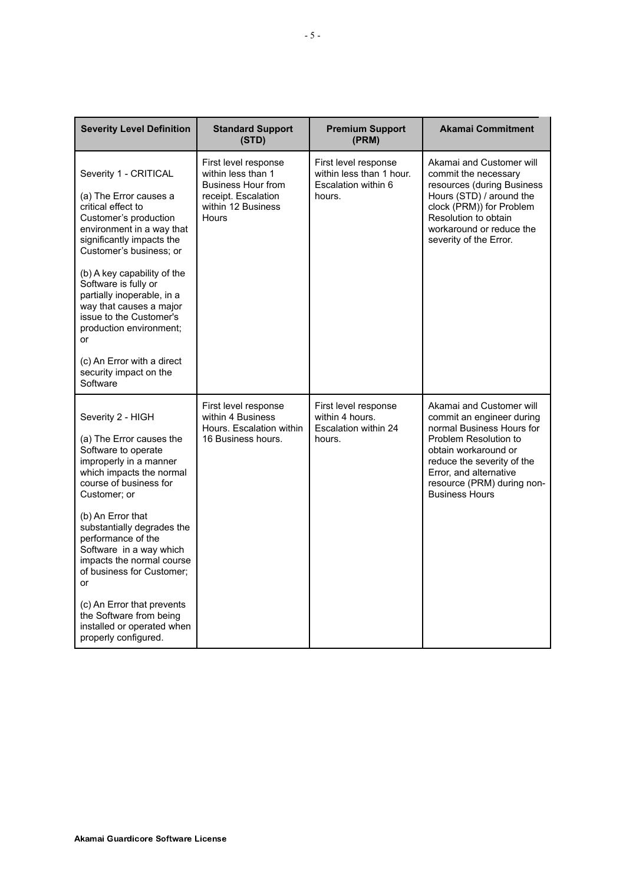| Severity Level Definition | Standard Support (STD) | Premium Support (PRM) | Akamai Commitment |
|---|---|---|---|
| Severity 1 - CRITICAL<br><br>(a) The Error causes a critical effect to Customer's production environment in a way that significantly impacts the Customer's business; or<br><br>(b) A key capability of the Software is fully or partially inoperable, in a way that causes a major issue to the Customer's production environment; or<br><br>(c) An Error with a direct security impact on the Software | First level response within less than 1 Business Hour from receipt. Escalation within 12 Business Hours | First level response within less than 1 hour. Escalation within 6 hours. | Akamai and Customer will commit the necessary resources (during Business Hours (STD) / around the clock (PRM)) for Problem Resolution to obtain workaround or reduce the severity of the Error. |
| Severity 2 - HIGH<br><br>(a) The Error causes the Software to operate improperly in a manner which impacts the normal course of business for Customer; or<br><br>(b) An Error that substantially degrades the performance of the Software in a way which impacts the normal course of business for Customer; or<br><br>(c) An Error that prevents the Software from being installed or operated when properly configured. | First level response within 4 Business Hours. Escalation within 16 Business hours. | First level response within 4 hours. Escalation within 24 hours. | Akamai and Customer will commit an engineer during normal Business Hours for Problem Resolution to obtain workaround or reduce the severity of the Error, and alternative resource (PRM) during non-Business Hours |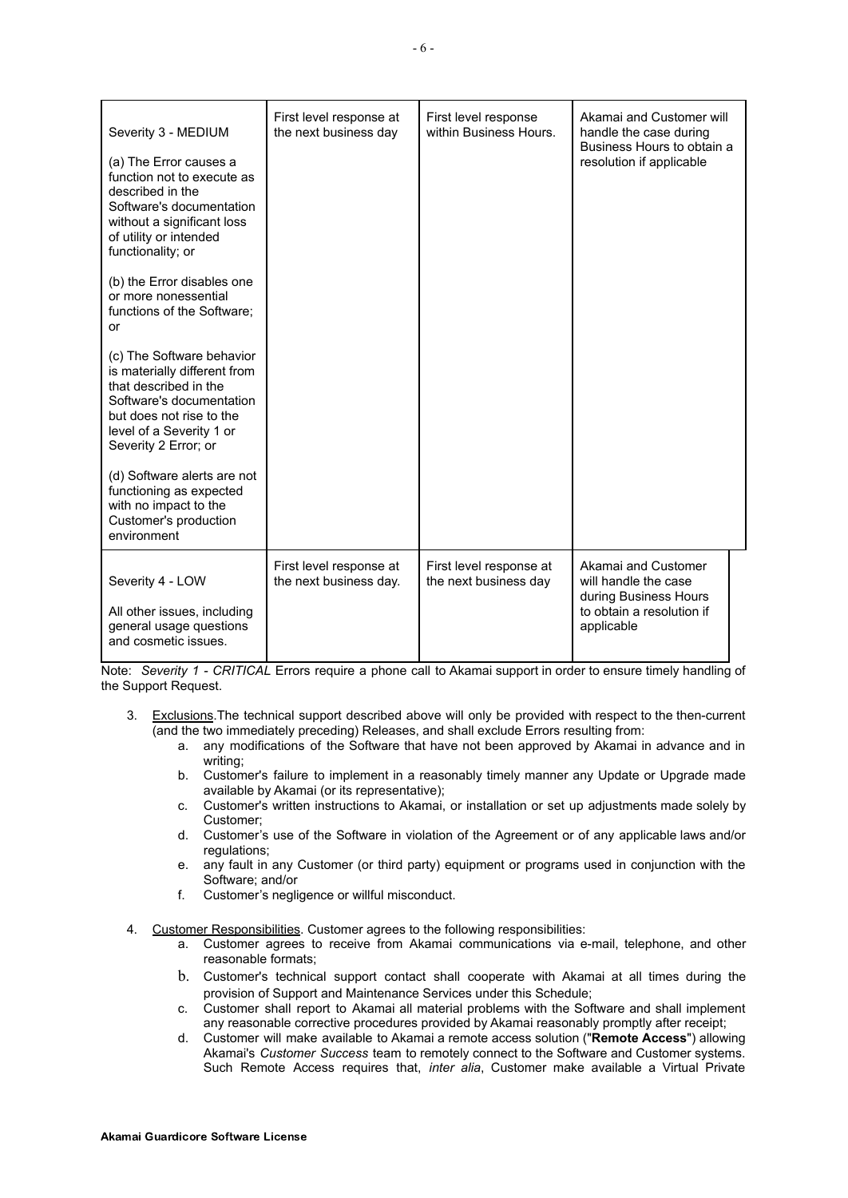| | | | |
|---|---|---|---|
| Severity 3 - MEDIUM<br><br>(a) The Error causes a function not to execute as described in the Software's documentation without a significant loss of utility or intended functionality; or<br><br>(b) the Error disables one or more nonessential functions of the Software; or<br><br>(c) The Software behavior is materially different from that described in the Software's documentation but does not rise to the level of a Severity 1 or Severity 2 Error; or<br><br>(d) Software alerts are not functioning as expected with no impact to the Customer's production environment | First level response at the next business day | First level response within Business Hours. | Akamai and Customer will handle the case during Business Hours to obtain a resolution if applicable |
| Severity 4 - LOW<br><br>All other issues, including general usage questions and cosmetic issues. | First level response at the next business day. | First level response at the next business day | Akamai and Customer will handle the case during Business Hours to obtain a resolution if applicable |

Note: *Severity 1 - CRITICAL* Errors require a phone call to Akamai support in order to ensure timely handling of the Support Request.

3. Exclusions. The technical support described above will only be provided with respect to the then-current (and the two immediately preceding) Releases, and shall exclude Errors resulting from:
   a. any modifications of the Software that have not been approved by Akamai in advance and in writing;
   b. Customer's failure to implement in a reasonably timely manner any Update or Upgrade made available by Akamai (or its representative);
   c. Customer's written instructions to Akamai, or installation or set up adjustments made solely by Customer;
   d. Customer's use of the Software in violation of the Agreement or of any applicable laws and/or regulations;
   e. any fault in any Customer (or third party) equipment or programs used in conjunction with the Software; and/or
   f. Customer's negligence or willful misconduct.

4. Customer Responsibilities. Customer agrees to the following responsibilities:
   a. Customer agrees to receive from Akamai communications via e-mail, telephone, and other reasonable formats;
   b. Customer's technical support contact shall cooperate with Akamai at all times during the provision of Support and Maintenance Services under this Schedule;
   c. Customer shall report to Akamai all material problems with the Software and shall implement any reasonable corrective procedures provided by Akamai reasonably promptly after receipt;
   d. Customer will make available to Akamai a remote access solution ("**Remote Access**") allowing Akamai's *Customer Success* team to remotely connect to the Software and Customer systems. Such Remote Access requires that, *inter alia*, Customer make available a Virtual Private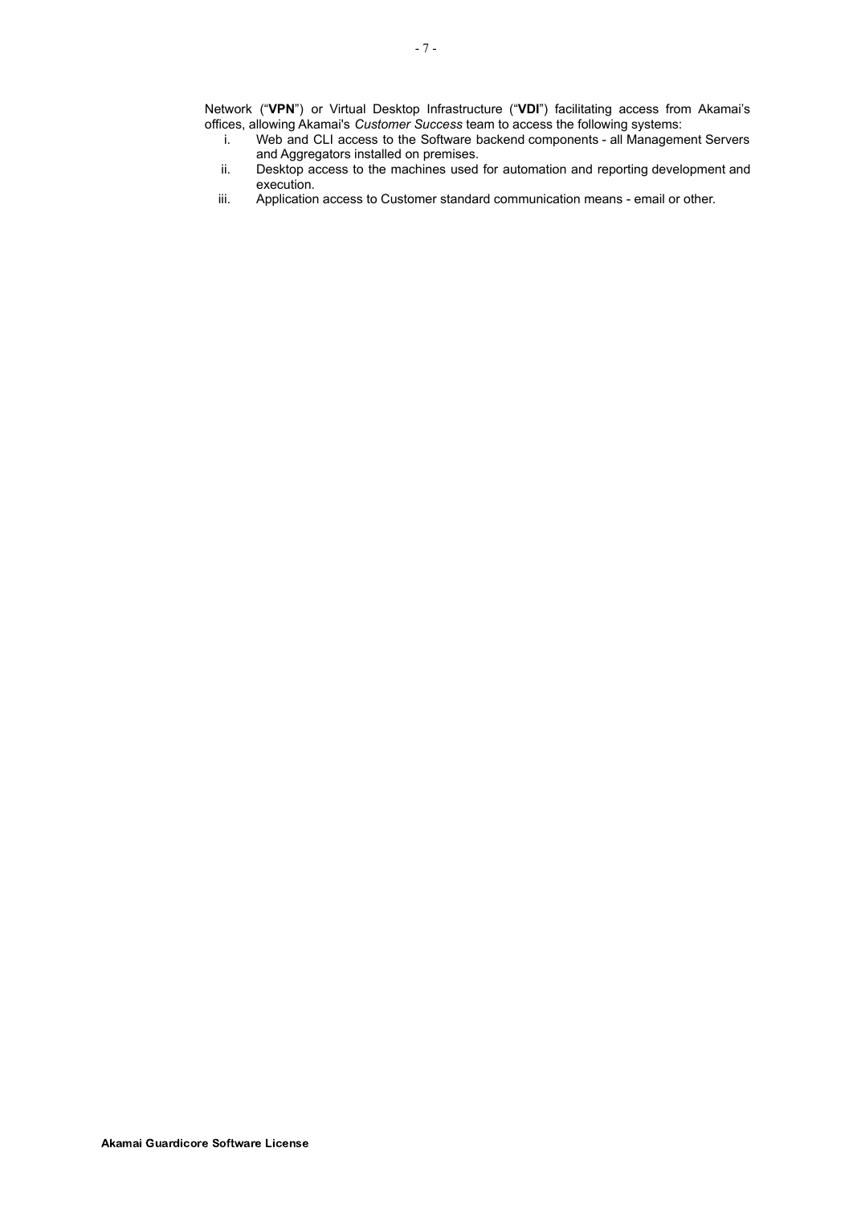Network ("**VPN**") or Virtual Desktop Infrastructure ("**VDI**") facilitating access from Akamai's offices, allowing Akamai's *Customer Success* team to access the following systems:

i. Web and CLI access to the Software backend components - all Management Servers and Aggregators installed on premises.

ii. Desktop access to the machines used for automation and reporting development and execution.

iii. Application access to Customer standard communication means - email or other.